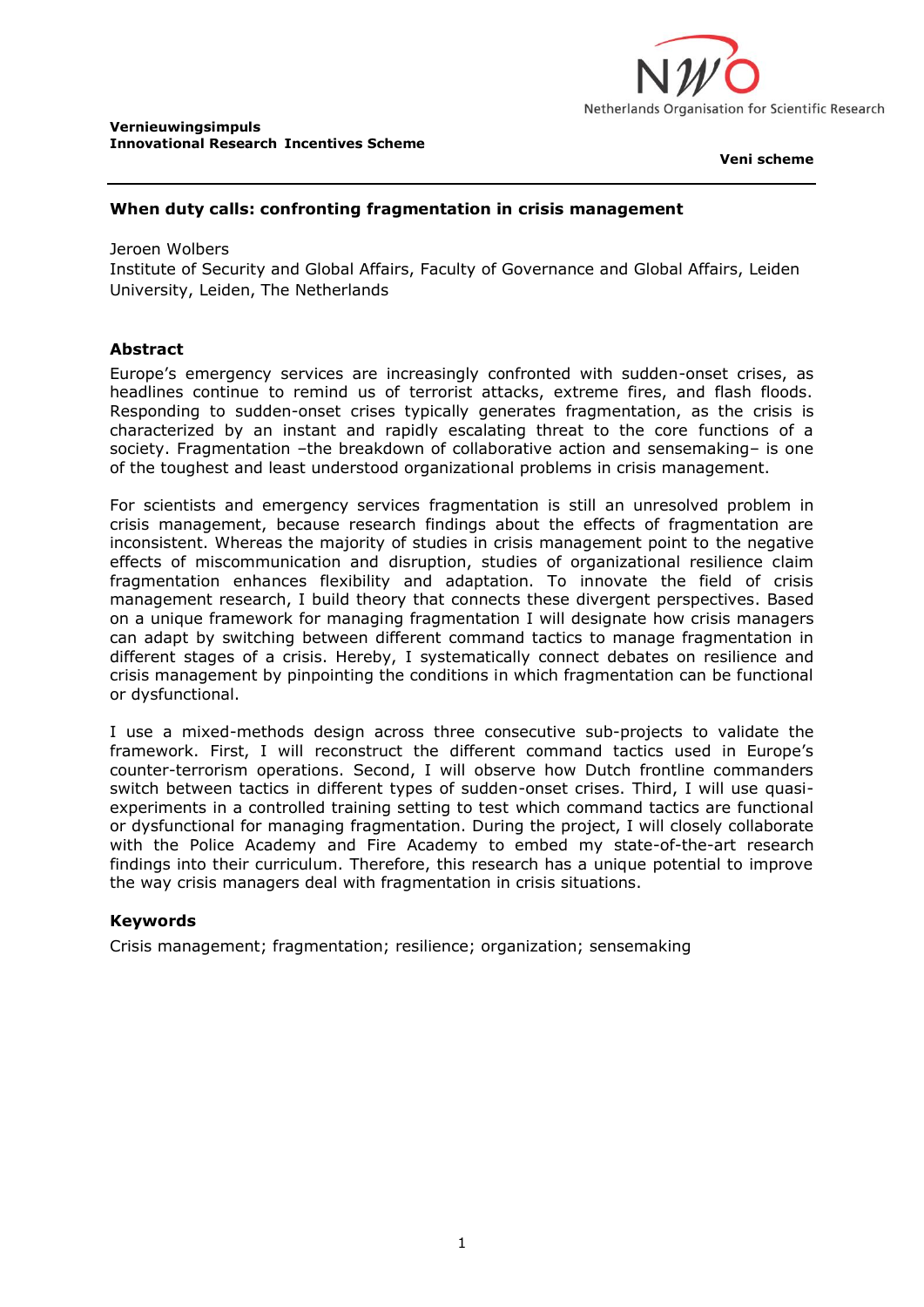**Vernieuwingsimpuls**
**Innovational Research Incentives Scheme**

Netherlands Organisation for Scientific Research

**Veni scheme**

---

**When duty calls: confronting fragmentation in crisis management**

Jeroen Wolbers
Institute of Security and Global Affairs, Faculty of Governance and Global Affairs, Leiden University, Leiden, The Netherlands

## Abstract

Europe's emergency services are increasingly confronted with sudden-onset crises, as headlines continue to remind us of terrorist attacks, extreme fires, and flash floods. Responding to sudden-onset crises typically generates fragmentation, as the crisis is characterized by an instant and rapidly escalating threat to the core functions of a society. Fragmentation –the breakdown of collaborative action and sensemaking– is one of the toughest and least understood organizational problems in crisis management.

For scientists and emergency services fragmentation is still an unresolved problem in crisis management, because research findings about the effects of fragmentation are inconsistent. Whereas the majority of studies in crisis management point to the negative effects of miscommunication and disruption, studies of organizational resilience claim fragmentation enhances flexibility and adaptation. To innovate the field of crisis management research, I build theory that connects these divergent perspectives. Based on a unique framework for managing fragmentation I will designate how crisis managers can adapt by switching between different command tactics to manage fragmentation in different stages of a crisis. Hereby, I systematically connect debates on resilience and crisis management by pinpointing the conditions in which fragmentation can be functional or dysfunctional.

I use a mixed-methods design across three consecutive sub-projects to validate the framework. First, I will reconstruct the different command tactics used in Europe's counter-terrorism operations. Second, I will observe how Dutch frontline commanders switch between tactics in different types of sudden-onset crises. Third, I will use quasi-experiments in a controlled training setting to test which command tactics are functional or dysfunctional for managing fragmentation. During the project, I will closely collaborate with the Police Academy and Fire Academy to embed my state-of-the-art research findings into their curriculum. Therefore, this research has a unique potential to improve the way crisis managers deal with fragmentation in crisis situations.

## Keywords

Crisis management; fragmentation; resilience; organization; sensemaking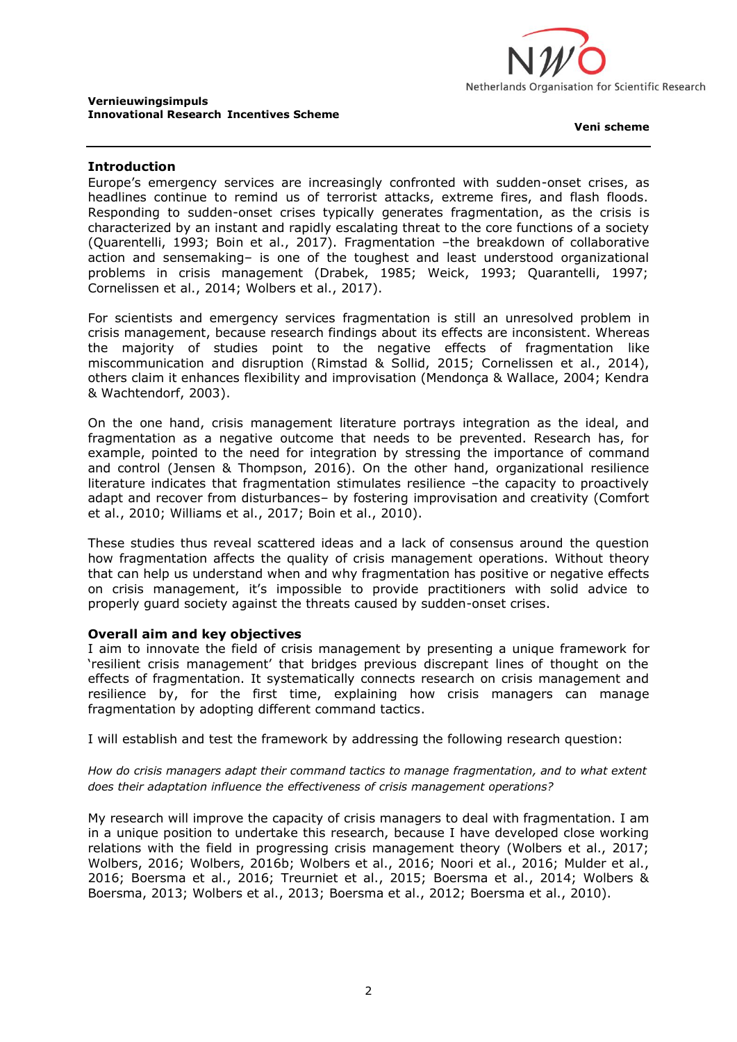## Introduction

Europe's emergency services are increasingly confronted with sudden-onset crises, as headlines continue to remind us of terrorist attacks, extreme fires, and flash floods. Responding to sudden-onset crises typically generates fragmentation, as the crisis is characterized by an instant and rapidly escalating threat to the core functions of a society (Quarentelli, 1993; Boin et al., 2017). Fragmentation –the breakdown of collaborative action and sensemaking– is one of the toughest and least understood organizational problems in crisis management (Drabek, 1985; Weick, 1993; Quarantelli, 1997; Cornelissen et al., 2014; Wolbers et al., 2017).

For scientists and emergency services fragmentation is still an unresolved problem in crisis management, because research findings about its effects are inconsistent. Whereas the majority of studies point to the negative effects of fragmentation like miscommunication and disruption (Rimstad & Sollid, 2015; Cornelissen et al., 2014), others claim it enhances flexibility and improvisation (Mendonça & Wallace, 2004; Kendra & Wachtendorf, 2003).

On the one hand, crisis management literature portrays integration as the ideal, and fragmentation as a negative outcome that needs to be prevented. Research has, for example, pointed to the need for integration by stressing the importance of command and control (Jensen & Thompson, 2016). On the other hand, organizational resilience literature indicates that fragmentation stimulates resilience –the capacity to proactively adapt and recover from disturbances– by fostering improvisation and creativity (Comfort et al., 2010; Williams et al., 2017; Boin et al., 2010).

These studies thus reveal scattered ideas and a lack of consensus around the question how fragmentation affects the quality of crisis management operations. Without theory that can help us understand when and why fragmentation has positive or negative effects on crisis management, it's impossible to provide practitioners with solid advice to properly guard society against the threats caused by sudden-onset crises.

## Overall aim and key objectives

I aim to innovate the field of crisis management by presenting a unique framework for 'resilient crisis management' that bridges previous discrepant lines of thought on the effects of fragmentation. It systematically connects research on crisis management and resilience by, for the first time, explaining how crisis managers can manage fragmentation by adopting different command tactics.

I will establish and test the framework by addressing the following research question:

*How do crisis managers adapt their command tactics to manage fragmentation, and to what extent does their adaptation influence the effectiveness of crisis management operations?*

My research will improve the capacity of crisis managers to deal with fragmentation. I am in a unique position to undertake this research, because I have developed close working relations with the field in progressing crisis management theory (Wolbers et al., 2017; Wolbers, 2016; Wolbers, 2016b; Wolbers et al., 2016; Noori et al., 2016; Mulder et al., 2016; Boersma et al., 2016; Treurniet et al., 2015; Boersma et al., 2014; Wolbers & Boersma, 2013; Wolbers et al., 2013; Boersma et al., 2012; Boersma et al., 2010).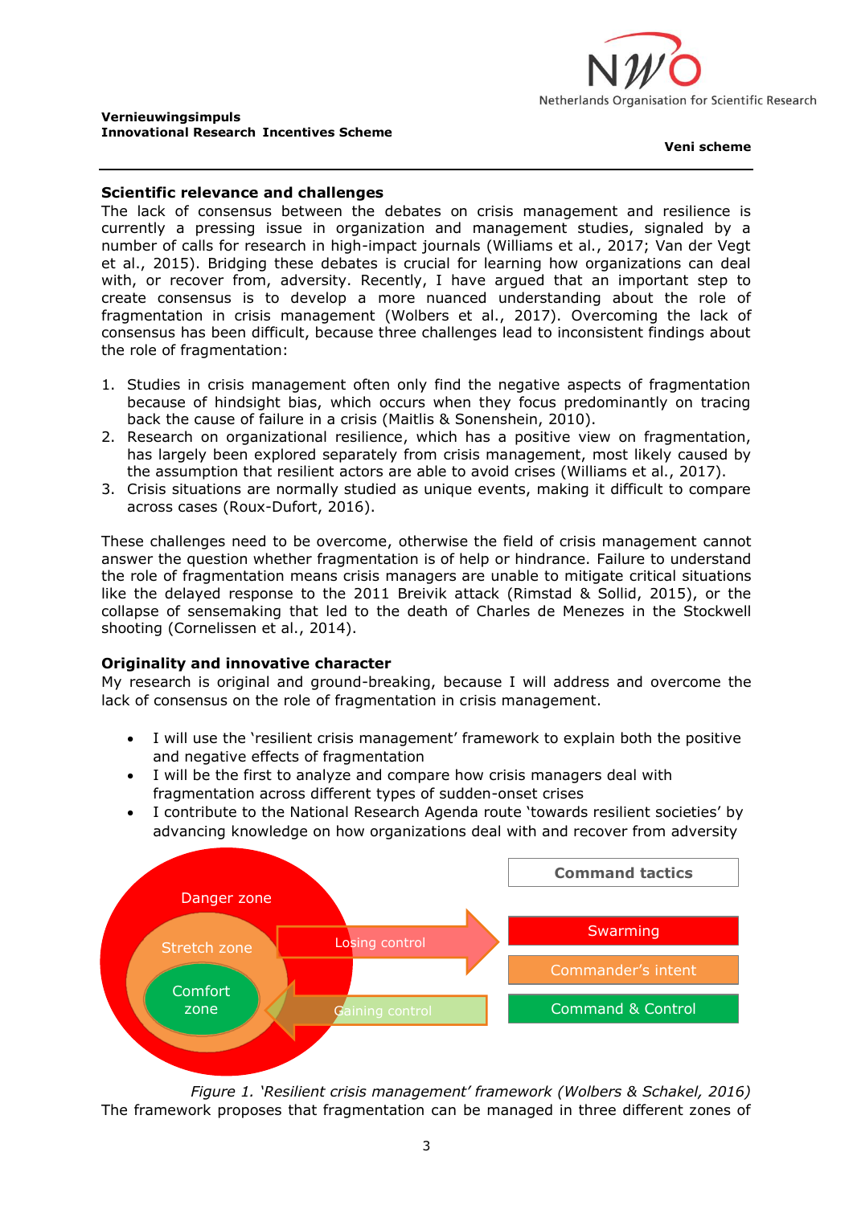**Scientific relevance and challenges**

The lack of consensus between the debates on crisis management and resilience is currently a pressing issue in organization and management studies, signaled by a number of calls for research in high-impact journals (Williams et al., 2017; Van der Vegt et al., 2015). Bridging these debates is crucial for learning how organizations can deal with, or recover from, adversity. Recently, I have argued that an important step to create consensus is to develop a more nuanced understanding about the role of fragmentation in crisis management (Wolbers et al., 2017). Overcoming the lack of consensus has been difficult, because three challenges lead to inconsistent findings about the role of fragmentation:

1. Studies in crisis management often only find the negative aspects of fragmentation because of hindsight bias, which occurs when they focus predominantly on tracing back the cause of failure in a crisis (Maitlis & Sonenshein, 2010).
2. Research on organizational resilience, which has a positive view on fragmentation, has largely been explored separately from crisis management, most likely caused by the assumption that resilient actors are able to avoid crises (Williams et al., 2017).
3. Crisis situations are normally studied as unique events, making it difficult to compare across cases (Roux-Dufort, 2016).

These challenges need to be overcome, otherwise the field of crisis management cannot answer the question whether fragmentation is of help or hindrance. Failure to understand the role of fragmentation means crisis managers are unable to mitigate critical situations like the delayed response to the 2011 Breivik attack (Rimstad & Sollid, 2015), or the collapse of sensemaking that led to the death of Charles de Menezes in the Stockwell shooting (Cornelissen et al., 2014).

**Originality and innovative character**

My research is original and ground-breaking, because I will address and overcome the lack of consensus on the role of fragmentation in crisis management.

- I will use the 'resilient crisis management' framework to explain both the positive and negative effects of fragmentation
- I will be the first to analyze and compare how crisis managers deal with fragmentation across different types of sudden-onset crises
- I contribute to the National Research Agenda route 'towards resilient societies' by advancing knowledge on how organizations deal with and recover from adversity

Danger zone | Stretch zone | Comfort zone | Losing control | Gaining control

| Command tactics |
|---|
| Swarming |
| Commander's intent |
| Command & Control |

*Figure 1. 'Resilient crisis management' framework (Wolbers & Schakel, 2016)*

The framework proposes that fragmentation can be managed in three different zones of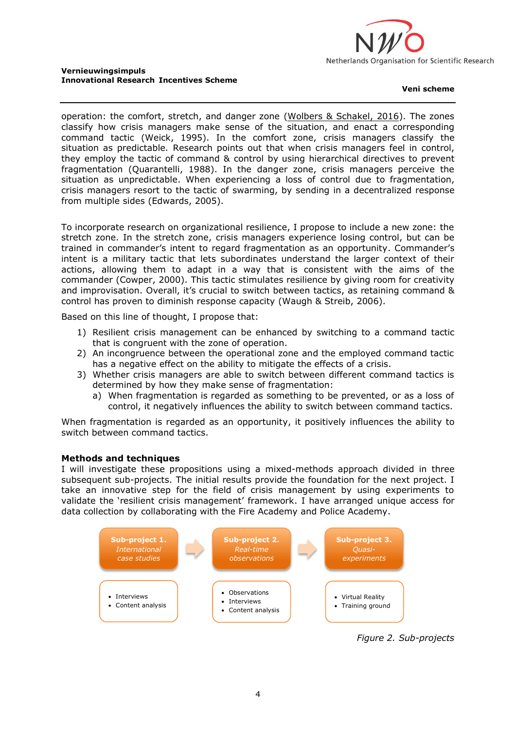operation: the comfort, stretch, and danger zone (Wolbers & Schakel, 2016). The zones classify how crisis managers make sense of the situation, and enact a corresponding command tactic (Weick, 1995). In the comfort zone, crisis managers classify the situation as predictable. Research points out that when crisis managers feel in control, they employ the tactic of command & control by using hierarchical directives to prevent fragmentation (Quarantelli, 1988). In the danger zone, crisis managers perceive the situation as unpredictable. When experiencing a loss of control due to fragmentation, crisis managers resort to the tactic of swarming, by sending in a decentralized response from multiple sides (Edwards, 2005).

To incorporate research on organizational resilience, I propose to include a new zone: the stretch zone. In the stretch zone, crisis managers experience losing control, but can be trained in commander's intent to regard fragmentation as an opportunity. Commander's intent is a military tactic that lets subordinates understand the larger context of their actions, allowing them to adapt in a way that is consistent with the aims of the commander (Cowper, 2000). This tactic stimulates resilience by giving room for creativity and improvisation. Overall, it's crucial to switch between tactics, as retaining command & control has proven to diminish response capacity (Waugh & Streib, 2006).

Based on this line of thought, I propose that:

1) Resilient crisis management can be enhanced by switching to a command tactic that is congruent with the zone of operation.
2) An incongruence between the operational zone and the employed command tactic has a negative effect on the ability to mitigate the effects of a crisis.
3) Whether crisis managers are able to switch between different command tactics is determined by how they make sense of fragmentation:
   a) When fragmentation is regarded as something to be prevented, or as a loss of control, it negatively influences the ability to switch between command tactics.

When fragmentation is regarded as an opportunity, it positively influences the ability to switch between command tactics.

**Methods and techniques**

I will investigate these propositions using a mixed-methods approach divided in three subsequent sub-projects. The initial results provide the foundation for the next project. I take an innovative step for the field of crisis management by using experiments to validate the 'resilient crisis management' framework. I have arranged unique access for data collection by collaborating with the Fire Academy and Police Academy.

| **Sub-project 1.** *International case studies* | **Sub-project 2.** *Real-time observations* | **Sub-project 3.** *Quasi-experiments* |
|---|---|---|
| • Interviews<br>• Content analysis | • Observations<br>• Interviews<br>• Content analysis | • Virtual Reality<br>• Training ground |

*Figure 2. Sub-projects*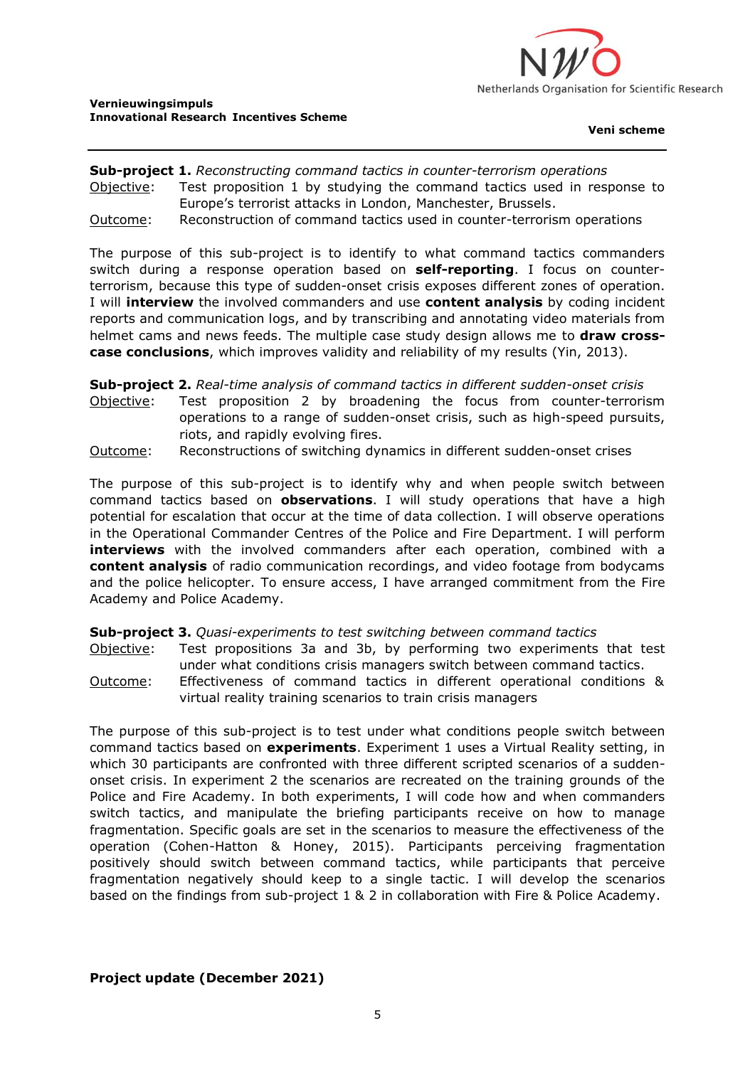**Sub-project 1.** *Reconstructing command tactics in counter-terrorism operations*

Objective: Test proposition 1 by studying the command tactics used in response to Europe's terrorist attacks in London, Manchester, Brussels.

Outcome: Reconstruction of command tactics used in counter-terrorism operations

The purpose of this sub-project is to identify to what command tactics commanders switch during a response operation based on **self-reporting**. I focus on counter-terrorism, because this type of sudden-onset crisis exposes different zones of operation. I will **interview** the involved commanders and use **content analysis** by coding incident reports and communication logs, and by transcribing and annotating video materials from helmet cams and news feeds. The multiple case study design allows me to **draw cross-case conclusions**, which improves validity and reliability of my results (Yin, 2013).

**Sub-project 2.** *Real-time analysis of command tactics in different sudden-onset crisis*

Objective: Test proposition 2 by broadening the focus from counter-terrorism operations to a range of sudden-onset crisis, such as high-speed pursuits, riots, and rapidly evolving fires.

Outcome: Reconstructions of switching dynamics in different sudden-onset crises

The purpose of this sub-project is to identify why and when people switch between command tactics based on **observations**. I will study operations that have a high potential for escalation that occur at the time of data collection. I will observe operations in the Operational Commander Centres of the Police and Fire Department. I will perform **interviews** with the involved commanders after each operation, combined with a **content analysis** of radio communication recordings, and video footage from bodycams and the police helicopter. To ensure access, I have arranged commitment from the Fire Academy and Police Academy.

**Sub-project 3.** *Quasi-experiments to test switching between command tactics*

Objective: Test propositions 3a and 3b, by performing two experiments that test under what conditions crisis managers switch between command tactics.

Outcome: Effectiveness of command tactics in different operational conditions & virtual reality training scenarios to train crisis managers

The purpose of this sub-project is to test under what conditions people switch between command tactics based on **experiments**. Experiment 1 uses a Virtual Reality setting, in which 30 participants are confronted with three different scripted scenarios of a sudden-onset crisis. In experiment 2 the scenarios are recreated on the training grounds of the Police and Fire Academy. In both experiments, I will code how and when commanders switch tactics, and manipulate the briefing participants receive on how to manage fragmentation. Specific goals are set in the scenarios to measure the effectiveness of the operation (Cohen-Hatton & Honey, 2015). Participants perceiving fragmentation positively should switch between command tactics, while participants that perceive fragmentation negatively should keep to a single tactic. I will develop the scenarios based on the findings from sub-project 1 & 2 in collaboration with Fire & Police Academy.

**Project update (December 2021)**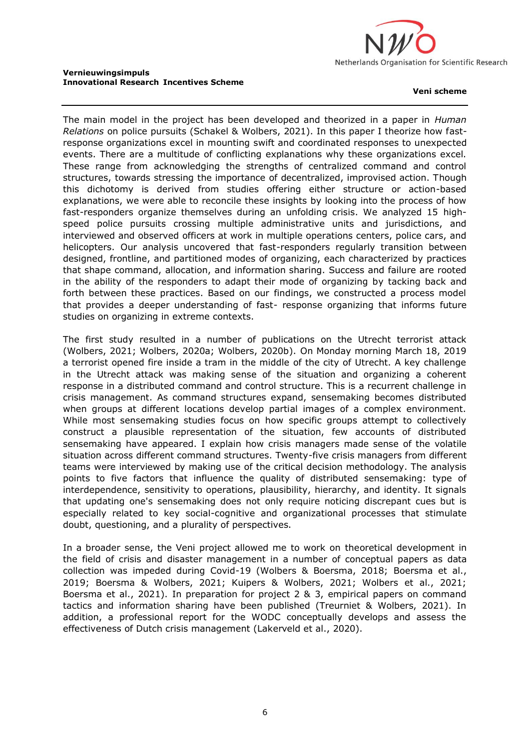The main model in the project has been developed and theorized in a paper in *Human Relations* on police pursuits (Schakel & Wolbers, 2021). In this paper I theorize how fast-response organizations excel in mounting swift and coordinated responses to unexpected events. There are a multitude of conflicting explanations why these organizations excel. These range from acknowledging the strengths of centralized command and control structures, towards stressing the importance of decentralized, improvised action. Though this dichotomy is derived from studies offering either structure or action-based explanations, we were able to reconcile these insights by looking into the process of how fast-responders organize themselves during an unfolding crisis. We analyzed 15 high-speed police pursuits crossing multiple administrative units and jurisdictions, and interviewed and observed officers at work in multiple operations centers, police cars, and helicopters. Our analysis uncovered that fast-responders regularly transition between designed, frontline, and partitioned modes of organizing, each characterized by practices that shape command, allocation, and information sharing. Success and failure are rooted in the ability of the responders to adapt their mode of organizing by tacking back and forth between these practices. Based on our findings, we constructed a process model that provides a deeper understanding of fast- response organizing that informs future studies on organizing in extreme contexts.

The first study resulted in a number of publications on the Utrecht terrorist attack (Wolbers, 2021; Wolbers, 2020a; Wolbers, 2020b). On Monday morning March 18, 2019 a terrorist opened fire inside a tram in the middle of the city of Utrecht. A key challenge in the Utrecht attack was making sense of the situation and organizing a coherent response in a distributed command and control structure. This is a recurrent challenge in crisis management. As command structures expand, sensemaking becomes distributed when groups at different locations develop partial images of a complex environment. While most sensemaking studies focus on how specific groups attempt to collectively construct a plausible representation of the situation, few accounts of distributed sensemaking have appeared. I explain how crisis managers made sense of the volatile situation across different command structures. Twenty-five crisis managers from different teams were interviewed by making use of the critical decision methodology. The analysis points to five factors that influence the quality of distributed sensemaking: type of interdependence, sensitivity to operations, plausibility, hierarchy, and identity. It signals that updating one's sensemaking does not only require noticing discrepant cues but is especially related to key social-cognitive and organizational processes that stimulate doubt, questioning, and a plurality of perspectives.

In a broader sense, the Veni project allowed me to work on theoretical development in the field of crisis and disaster management in a number of conceptual papers as data collection was impeded during Covid-19 (Wolbers & Boersma, 2018; Boersma et al., 2019; Boersma & Wolbers, 2021; Kuipers & Wolbers, 2021; Wolbers et al., 2021; Boersma et al., 2021). In preparation for project 2 & 3, empirical papers on command tactics and information sharing have been published (Treurniet & Wolbers, 2021). In addition, a professional report for the WODC conceptually develops and assess the effectiveness of Dutch crisis management (Lakerveld et al., 2020).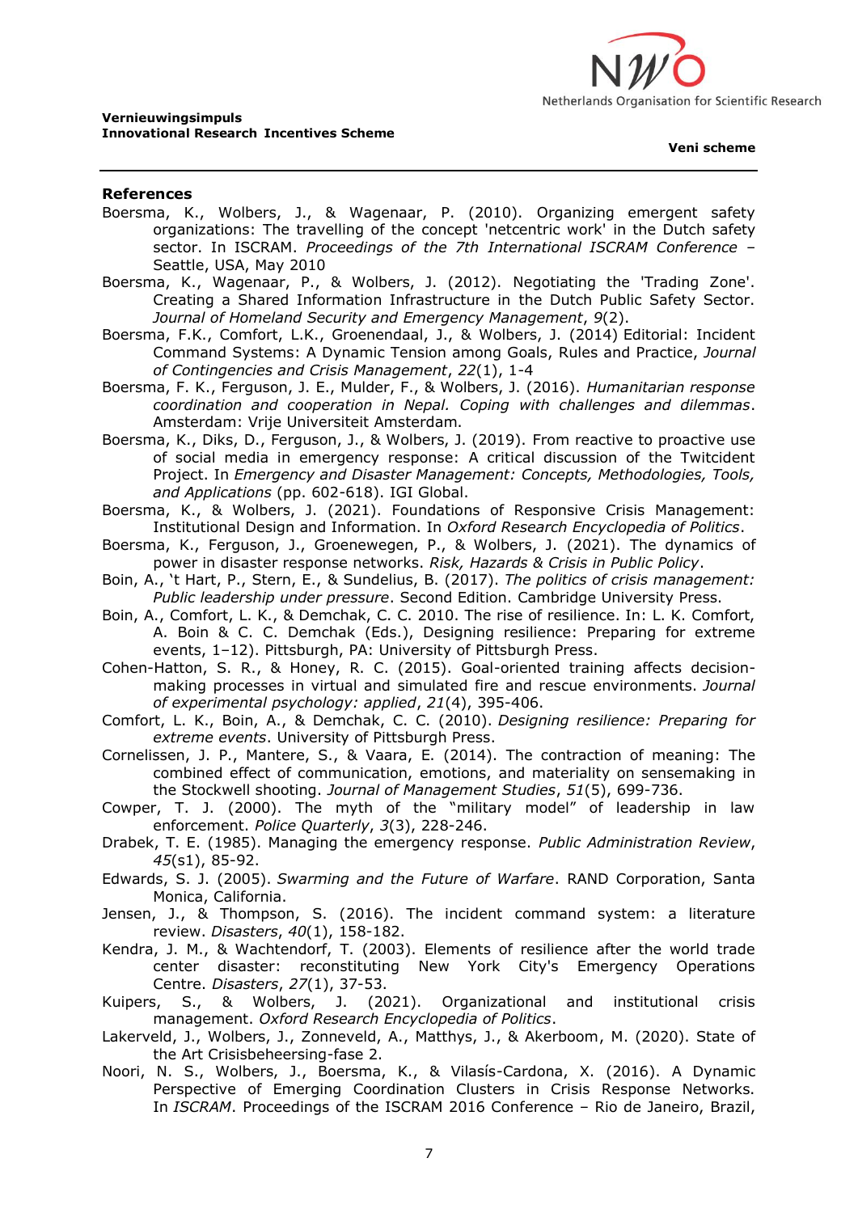## References

Boersma, K., Wolbers, J., & Wagenaar, P. (2010). Organizing emergent safety organizations: The travelling of the concept 'netcentric work' in the Dutch safety sector. In ISCRAM. *Proceedings of the 7th International ISCRAM Conference – Seattle, USA, May 2010*

Boersma, K., Wagenaar, P., & Wolbers, J. (2012). Negotiating the 'Trading Zone'. Creating a Shared Information Infrastructure in the Dutch Public Safety Sector. *Journal of Homeland Security and Emergency Management*, *9*(2).

Boersma, F.K., Comfort, L.K., Groenendaal, J., & Wolbers, J. (2014) Editorial: Incident Command Systems: A Dynamic Tension among Goals, Rules and Practice, *Journal of Contingencies and Crisis Management*, *22*(1), 1-4

Boersma, F. K., Ferguson, J. E., Mulder, F., & Wolbers, J. (2016). *Humanitarian response coordination and cooperation in Nepal. Coping with challenges and dilemmas*. Amsterdam: Vrije Universiteit Amsterdam.

Boersma, K., Diks, D., Ferguson, J., & Wolbers, J. (2019). From reactive to proactive use of social media in emergency response: A critical discussion of the Twitcident Project. In *Emergency and Disaster Management: Concepts, Methodologies, Tools, and Applications* (pp. 602-618). IGI Global.

Boersma, K., & Wolbers, J. (2021). Foundations of Responsive Crisis Management: Institutional Design and Information. In *Oxford Research Encyclopedia of Politics*.

Boersma, K., Ferguson, J., Groenewegen, P., & Wolbers, J. (2021). The dynamics of power in disaster response networks. *Risk, Hazards & Crisis in Public Policy*.

Boin, A., 't Hart, P., Stern, E., & Sundelius, B. (2017). *The politics of crisis management: Public leadership under pressure*. Second Edition. Cambridge University Press.

Boin, A., Comfort, L. K., & Demchak, C. C. 2010. The rise of resilience. In: L. K. Comfort, A. Boin & C. C. Demchak (Eds.), Designing resilience: Preparing for extreme events, 1–12). Pittsburgh, PA: University of Pittsburgh Press.

Cohen-Hatton, S. R., & Honey, R. C. (2015). Goal-oriented training affects decision-making processes in virtual and simulated fire and rescue environments. *Journal of experimental psychology: applied*, *21*(4), 395-406.

Comfort, L. K., Boin, A., & Demchak, C. C. (2010). *Designing resilience: Preparing for extreme events*. University of Pittsburgh Press.

Cornelissen, J. P., Mantere, S., & Vaara, E. (2014). The contraction of meaning: The combined effect of communication, emotions, and materiality on sensemaking in the Stockwell shooting. *Journal of Management Studies*, *51*(5), 699-736.

Cowper, T. J. (2000). The myth of the "military model" of leadership in law enforcement. *Police Quarterly*, *3*(3), 228-246.

Drabek, T. E. (1985). Managing the emergency response. *Public Administration Review*, *45*(s1), 85-92.

Edwards, S. J. (2005). *Swarming and the Future of Warfare*. RAND Corporation, Santa Monica, California.

Jensen, J., & Thompson, S. (2016). The incident command system: a literature review. *Disasters*, *40*(1), 158-182.

Kendra, J. M., & Wachtendorf, T. (2003). Elements of resilience after the world trade center disaster: reconstituting New York City's Emergency Operations Centre. *Disasters*, *27*(1), 37-53.

Kuipers, S., & Wolbers, J. (2021). Organizational and institutional crisis management. *Oxford Research Encyclopedia of Politics*.

Lakerveld, J., Wolbers, J., Zonneveld, A., Matthys, J., & Akerboom, M. (2020). State of the Art Crisisbeheersing-fase 2.

Noori, N. S., Wolbers, J., Boersma, K., & Vilasís-Cardona, X. (2016). A Dynamic Perspective of Emerging Coordination Clusters in Crisis Response Networks. In *ISCRAM*. Proceedings of the ISCRAM 2016 Conference – Rio de Janeiro, Brazil,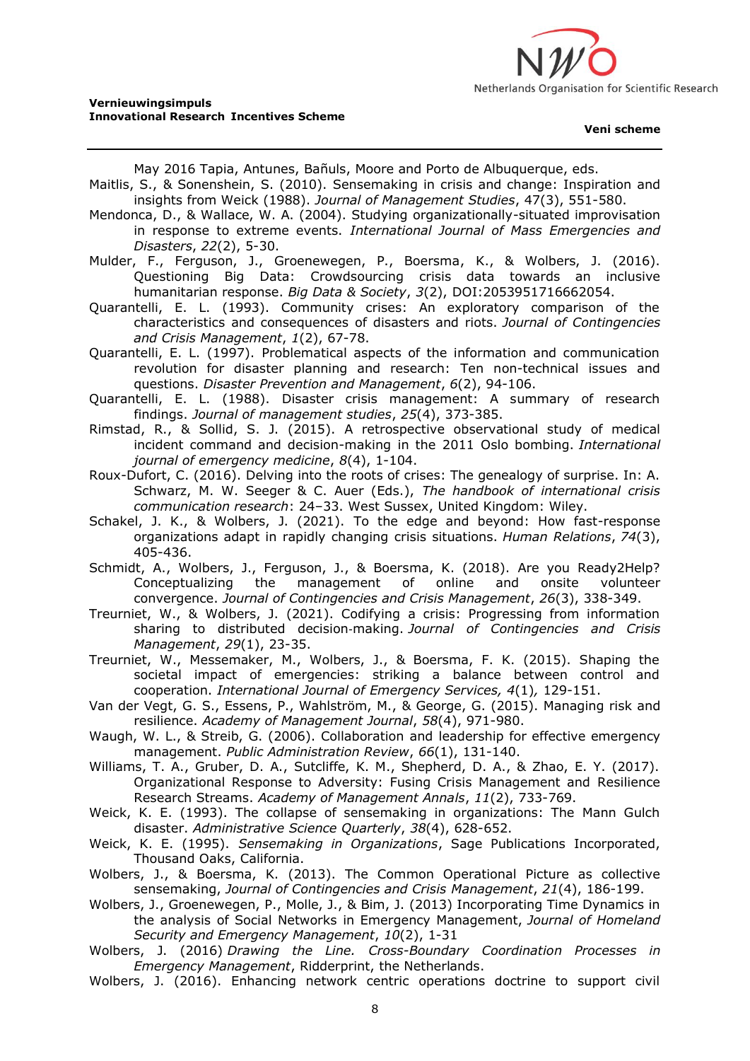May 2016 Tapia, Antunes, Bañuls, Moore and Porto de Albuquerque, eds.

Maitlis, S., & Sonenshein, S. (2010). Sensemaking in crisis and change: Inspiration and insights from Weick (1988). *Journal of Management Studies*, 47(3), 551-580.

Mendonca, D., & Wallace, W. A. (2004). Studying organizationally-situated improvisation in response to extreme events. *International Journal of Mass Emergencies and Disasters*, *22*(2), 5-30.

Mulder, F., Ferguson, J., Groenewegen, P., Boersma, K., & Wolbers, J. (2016). Questioning Big Data: Crowdsourcing crisis data towards an inclusive humanitarian response. *Big Data & Society*, *3*(2), DOI:2053951716662054.

Quarantelli, E. L. (1993). Community crises: An exploratory comparison of the characteristics and consequences of disasters and riots. *Journal of Contingencies and Crisis Management*, *1*(2), 67-78.

Quarantelli, E. L. (1997). Problematical aspects of the information and communication revolution for disaster planning and research: Ten non-technical issues and questions. *Disaster Prevention and Management*, *6*(2), 94-106.

Quarantelli, E. L. (1988). Disaster crisis management: A summary of research findings. *Journal of management studies*, *25*(4), 373-385.

Rimstad, R., & Sollid, S. J. (2015). A retrospective observational study of medical incident command and decision-making in the 2011 Oslo bombing. *International journal of emergency medicine*, *8*(4), 1-104.

Roux-Dufort, C. (2016). Delving into the roots of crises: The genealogy of surprise. In: A. Schwarz, M. W. Seeger & C. Auer (Eds.), *The handbook of international crisis communication research*: 24–33. West Sussex, United Kingdom: Wiley.

Schakel, J. K., & Wolbers, J. (2021). To the edge and beyond: How fast-response organizations adapt in rapidly changing crisis situations. *Human Relations*, *74*(3), 405-436.

Schmidt, A., Wolbers, J., Ferguson, J., & Boersma, K. (2018). Are you Ready2Help? Conceptualizing the management of online and onsite volunteer convergence. *Journal of Contingencies and Crisis Management*, *26*(3), 338-349.

Treurniet, W., & Wolbers, J. (2021). Codifying a crisis: Progressing from information sharing to distributed decision-making. *Journal of Contingencies and Crisis Management*, *29*(1), 23-35.

Treurniet, W., Messemaker, M., Wolbers, J., & Boersma, F. K. (2015). Shaping the societal impact of emergencies: striking a balance between control and cooperation. *International Journal of Emergency Services, 4*(1)*,* 129-151.

Van der Vegt, G. S., Essens, P., Wahlström, M., & George, G. (2015). Managing risk and resilience. *Academy of Management Journal*, *58*(4), 971-980.

Waugh, W. L., & Streib, G. (2006). Collaboration and leadership for effective emergency management. *Public Administration Review*, *66*(1), 131-140.

Williams, T. A., Gruber, D. A., Sutcliffe, K. M., Shepherd, D. A., & Zhao, E. Y. (2017). Organizational Response to Adversity: Fusing Crisis Management and Resilience Research Streams. *Academy of Management Annals*, *11*(2), 733-769.

Weick, K. E. (1993). The collapse of sensemaking in organizations: The Mann Gulch disaster. *Administrative Science Quarterly*, *38*(4), 628-652.

Weick, K. E. (1995). *Sensemaking in Organizations*, Sage Publications Incorporated, Thousand Oaks, California.

Wolbers, J., & Boersma, K. (2013). The Common Operational Picture as collective sensemaking, *Journal of Contingencies and Crisis Management*, *21*(4), 186-199.

Wolbers, J., Groenewegen, P., Molle, J., & Bim, J. (2013) Incorporating Time Dynamics in the analysis of Social Networks in Emergency Management, *Journal of Homeland Security and Emergency Management*, *10*(2), 1-31

Wolbers, J. (2016) *Drawing the Line. Cross-Boundary Coordination Processes in Emergency Management*, Ridderprint, the Netherlands.

Wolbers, J. (2016). Enhancing network centric operations doctrine to support civil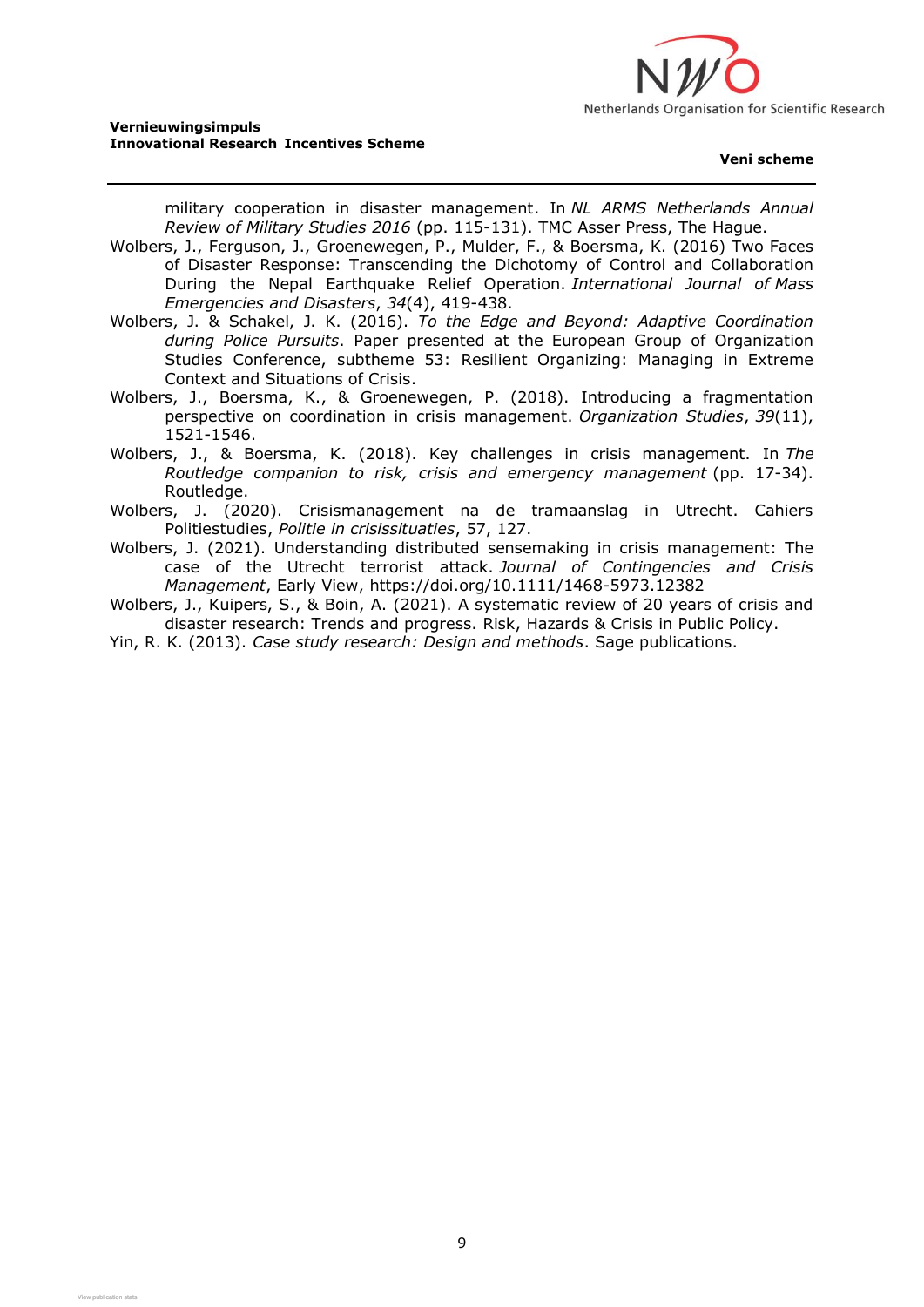military cooperation in disaster management. In *NL ARMS Netherlands Annual Review of Military Studies 2016* (pp. 115-131). TMC Asser Press, The Hague.

Wolbers, J., Ferguson, J., Groenewegen, P., Mulder, F., & Boersma, K. (2016) Two Faces of Disaster Response: Transcending the Dichotomy of Control and Collaboration During the Nepal Earthquake Relief Operation. *International Journal of Mass Emergencies and Disasters*, *34*(4), 419-438.

Wolbers, J. & Schakel, J. K. (2016). *To the Edge and Beyond: Adaptive Coordination during Police Pursuits*. Paper presented at the European Group of Organization Studies Conference, subtheme 53: Resilient Organizing: Managing in Extreme Context and Situations of Crisis.

Wolbers, J., Boersma, K., & Groenewegen, P. (2018). Introducing a fragmentation perspective on coordination in crisis management. *Organization Studies*, *39*(11), 1521-1546.

Wolbers, J., & Boersma, K. (2018). Key challenges in crisis management. In *The Routledge companion to risk, crisis and emergency management* (pp. 17-34). Routledge.

Wolbers, J. (2020). Crisismanagement na de tramaanslag in Utrecht. Cahiers Politiestudies, *Politie in crisissituaties*, 57, 127.

Wolbers, J. (2021). Understanding distributed sensemaking in crisis management: The case of the Utrecht terrorist attack. *Journal of Contingencies and Crisis Management*, Early View, https://doi.org/10.1111/1468-5973.12382

Wolbers, J., Kuipers, S., & Boin, A. (2021). A systematic review of 20 years of crisis and disaster research: Trends and progress. Risk, Hazards & Crisis in Public Policy.

Yin, R. K. (2013). *Case study research: Design and methods*. Sage publications.